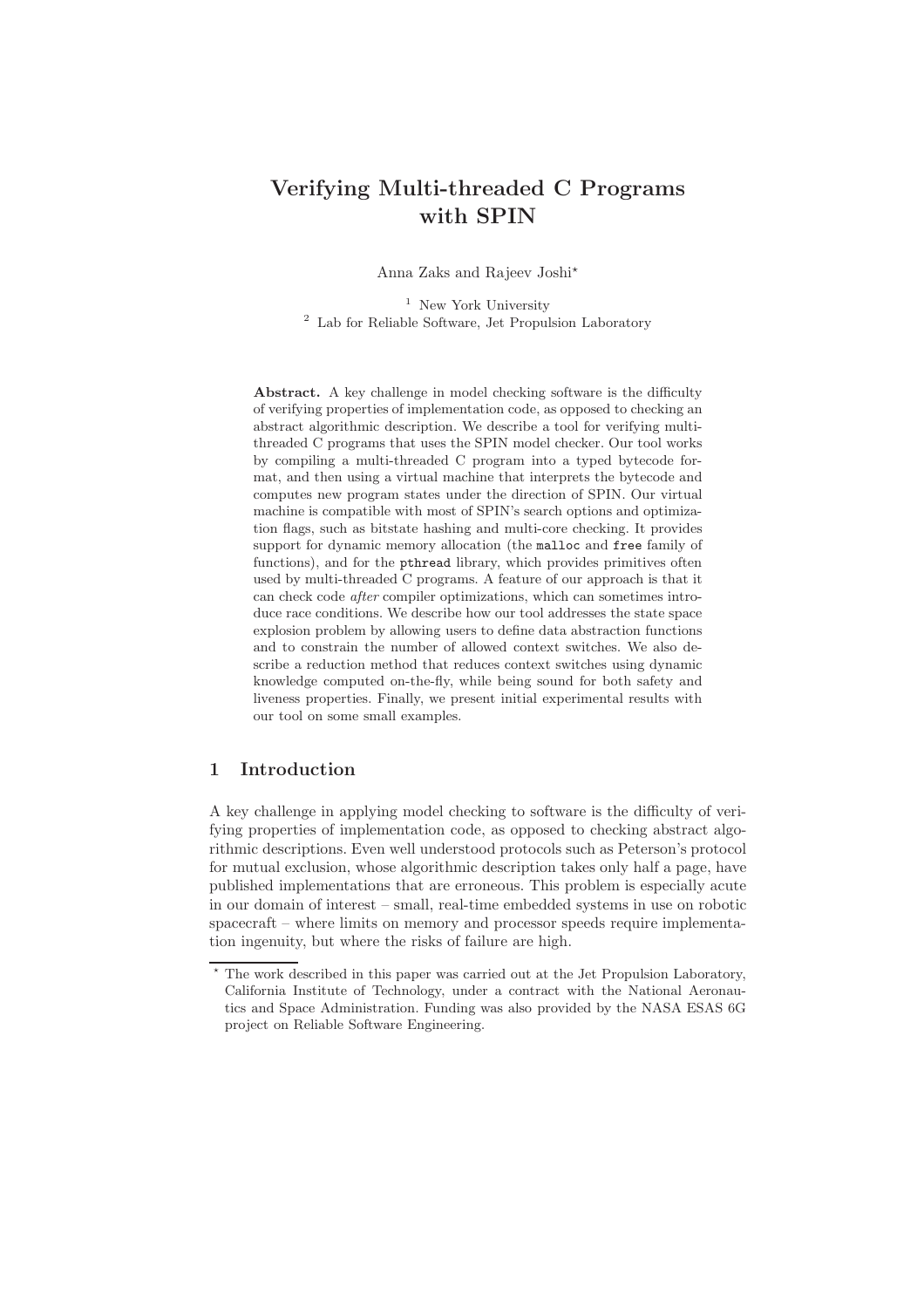# Verifying Multi-threaded C Programs with SPIN

Anna Zaks and Rajeev Joshi*

[1] New York University
[2] Lab for Reliable Software, Jet Propulsion Laboratory

**Abstract.** A key challenge in model checking software is the difficulty of verifying properties of implementation code, as opposed to checking an abstract algorithmic description. We describe a tool for verifying multi-threaded C programs that uses the SPIN model checker. Our tool works by compiling a multi-threaded C program into a typed bytecode format, and then using a virtual machine that interprets the bytecode and computes new program states under the direction of SPIN. Our virtual machine is compatible with most of SPIN's search options and optimization flags, such as bitstate hashing and multi-core checking. It provides support for dynamic memory allocation (the `malloc` and `free` family of functions), and for the `pthread` library, which provides primitives often used by multi-threaded C programs. A feature of our approach is that it can check code *after* compiler optimizations, which can sometimes introduce race conditions. We describe how our tool addresses the state space explosion problem by allowing users to define data abstraction functions and to constrain the number of allowed context switches. We also describe a reduction method that reduces context switches using dynamic knowledge computed on-the-fly, while being sound for both safety and liveness properties. Finally, we present initial experimental results with our tool on some small examples.

## 1 Introduction

A key challenge in applying model checking to software is the difficulty of verifying properties of implementation code, as opposed to checking abstract algorithmic descriptions. Even well understood protocols such as Peterson's protocol for mutual exclusion, whose algorithmic description takes only half a page, have published implementations that are erroneous. This problem is especially acute in our domain of interest – small, real-time embedded systems in use on robotic spacecraft – where limits on memory and processor speeds require implementation ingenuity, but where the risks of failure are high.

* The work described in this paper was carried out at the Jet Propulsion Laboratory, California Institute of Technology, under a contract with the National Aeronautics and Space Administration. Funding was also provided by the NASA ESAS 6G project on Reliable Software Engineering.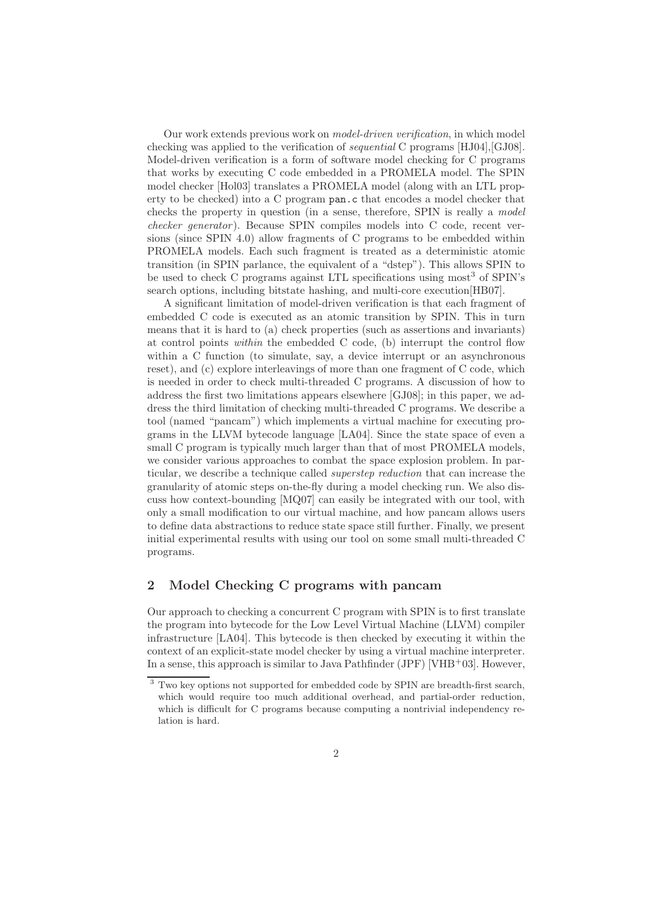Our work extends previous work on *model-driven verification*, in which model checking was applied to the verification of *sequential* C programs [HJ04],[GJ08]. Model-driven verification is a form of software model checking for C programs that works by executing C code embedded in a PROMELA model. The SPIN model checker [Hol03] translates a PROMELA model (along with an LTL property to be checked) into a C program `pan.c` that encodes a model checker that checks the property in question (in a sense, therefore, SPIN is really a *model checker generator*). Because SPIN compiles models into C code, recent versions (since SPIN 4.0) allow fragments of C programs to be embedded within PROMELA models. Each such fragment is treated as a deterministic atomic transition (in SPIN parlance, the equivalent of a "dstep"). This allows SPIN to be used to check C programs against LTL specifications using most[3] of SPIN's search options, including bitstate hashing, and multi-core execution[HB07].

A significant limitation of model-driven verification is that each fragment of embedded C code is executed as an atomic transition by SPIN. This in turn means that it is hard to (a) check properties (such as assertions and invariants) at control points *within* the embedded C code, (b) interrupt the control flow within a C function (to simulate, say, a device interrupt or an asynchronous reset), and (c) explore interleavings of more than one fragment of C code, which is needed in order to check multi-threaded C programs. A discussion of how to address the first two limitations appears elsewhere [GJ08]; in this paper, we address the third limitation of checking multi-threaded C programs. We describe a tool (named "pancam") which implements a virtual machine for executing programs in the LLVM bytecode language [LA04]. Since the state space of even a small C program is typically much larger than that of most PROMELA models, we consider various approaches to combat the space explosion problem. In particular, we describe a technique called *superstep reduction* that can increase the granularity of atomic steps on-the-fly during a model checking run. We also discuss how context-bounding [MQ07] can easily be integrated with our tool, with only a small modification to our virtual machine, and how pancam allows users to define data abstractions to reduce state space still further. Finally, we present initial experimental results with using our tool on some small multi-threaded C programs.

## 2 Model Checking C programs with pancam

Our approach to checking a concurrent C program with SPIN is to first translate the program into bytecode for the Low Level Virtual Machine (LLVM) compiler infrastructure [LA04]. This bytecode is then checked by executing it within the context of an explicit-state model checker by using a virtual machine interpreter. In a sense, this approach is similar to Java Pathfinder (JPF) [VHB+03]. However,

[3] Two key options not supported for embedded code by SPIN are breadth-first search, which would require too much additional overhead, and partial-order reduction, which is difficult for C programs because computing a nontrivial independency relation is hard.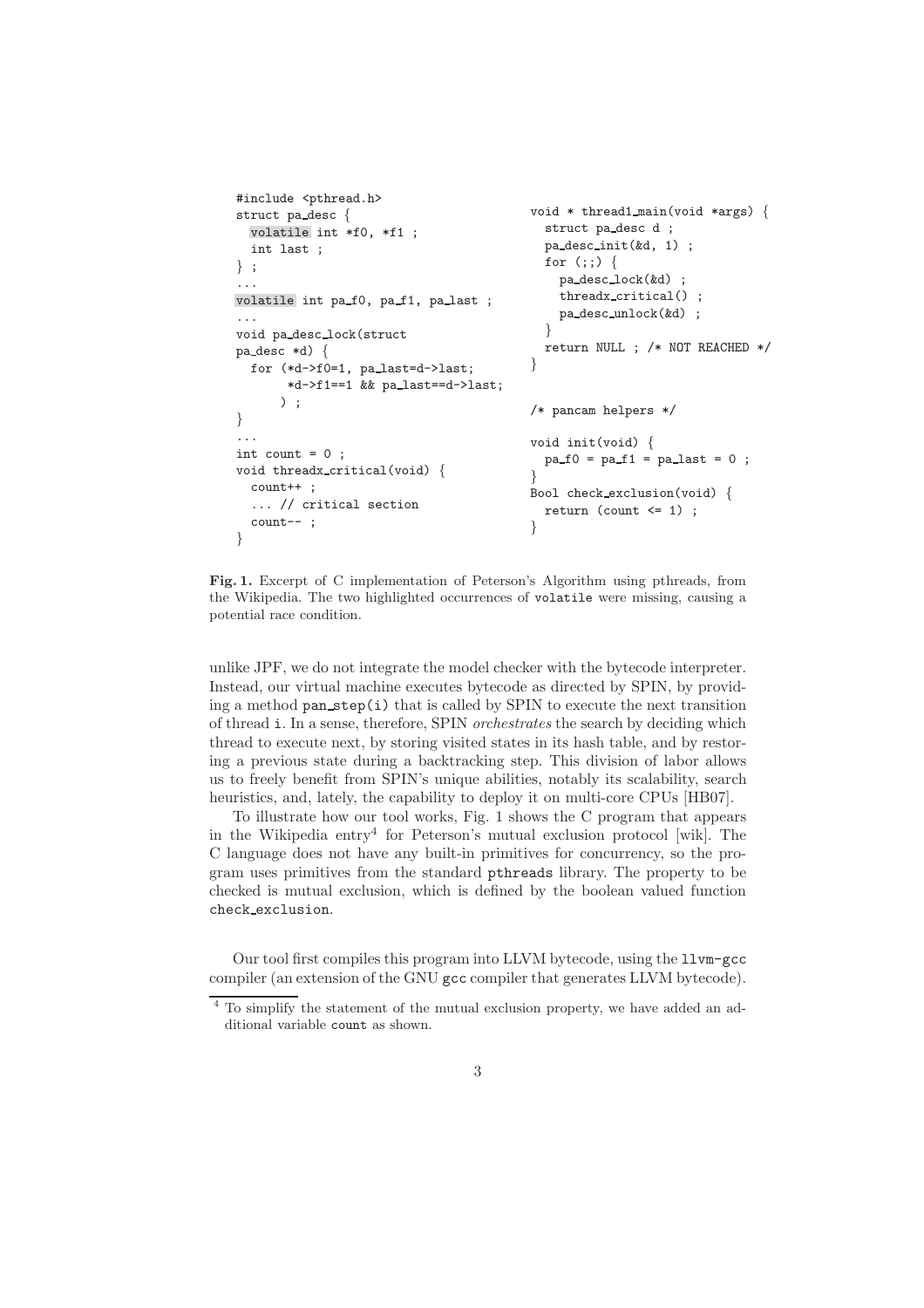```c
#include <pthread.h>
struct pa_desc {
  volatile int *f0, *f1 ;
  int last ;
} ;
...
volatile int pa_f0, pa_f1, pa_last ;
...
void pa_desc_lock(struct
pa_desc *d) {
  for (*d->f0=1, pa_last=d->last;
       *d->f1==1 && pa_last==d->last;
      ) ;
}
...
int count = 0 ;
void threadx_critical(void) {
  count++ ;
  ... // critical section
  count-- ;
}
```

```c
void * thread1_main(void *args) {
  struct pa_desc d ;
  pa_desc_init(&d, 1) ;
  for (;;) {
    pa_desc_lock(&d) ;
    threadx_critical() ;
    pa_desc_unlock(&d) ;
  }
  return NULL ; /* NOT REACHED */
}

/* pancam helpers */

void init(void) {
  pa_f0 = pa_f1 = pa_last = 0 ;
}
Bool check_exclusion(void) {
  return (count <= 1) ;
}
```

**Fig. 1.** Excerpt of C implementation of Peterson's Algorithm using pthreads, from the Wikipedia. The two highlighted occurrences of `volatile` were missing, causing a potential race condition.

unlike JPF, we do not integrate the model checker with the bytecode interpreter. Instead, our virtual machine executes bytecode as directed by SPIN, by providing a method `pan_step(i)` that is called by SPIN to execute the next transition of thread `i`. In a sense, therefore, SPIN *orchestrates* the search by deciding which thread to execute next, by storing visited states in its hash table, and by restoring a previous state during a backtracking step. This division of labor allows us to freely benefit from SPIN's unique abilities, notably its scalability, search heuristics, and, lately, the capability to deploy it on multi-core CPUs [HB07].

To illustrate how our tool works, Fig. 1 shows the C program that appears in the Wikipedia entry[4] for Peterson's mutual exclusion protocol [wik]. The C language does not have any built-in primitives for concurrency, so the program uses primitives from the standard `pthreads` library. The property to be checked is mutual exclusion, which is defined by the boolean valued function `check_exclusion`.

Our tool first compiles this program into LLVM bytecode, using the `llvm-gcc` compiler (an extension of the GNU `gcc` compiler that generates LLVM bytecode).

[4] To simplify the statement of the mutual exclusion property, we have added an additional variable `count` as shown.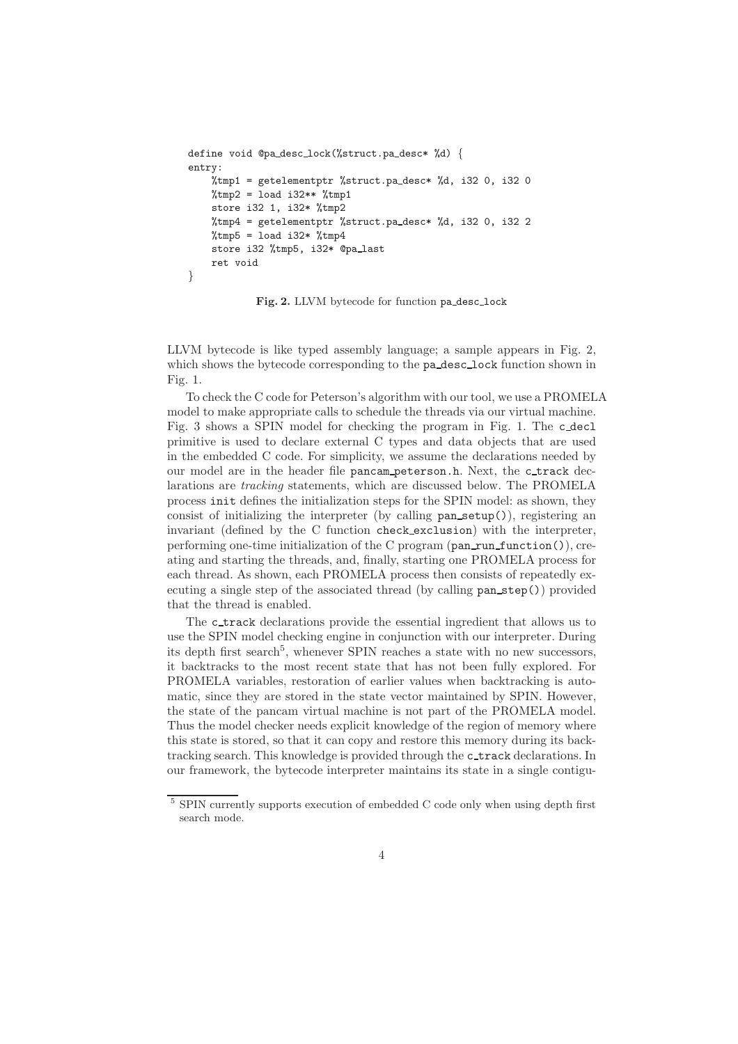```
define void @pa_desc_lock(%struct.pa_desc* %d) {
entry:
    %tmp1 = getelementptr %struct.pa_desc* %d, i32 0, i32 0
    %tmp2 = load i32** %tmp1
    store i32 1, i32* %tmp2
    %tmp4 = getelementptr %struct.pa_desc* %d, i32 0, i32 2
    %tmp5 = load i32* %tmp4
    store i32 %tmp5, i32* @pa_last
    ret void
}
```

**Fig. 2.** LLVM bytecode for function `pa_desc_lock`

LLVM bytecode is like typed assembly language; a sample appears in Fig. 2, which shows the bytecode corresponding to the `pa_desc_lock` function shown in Fig. 1.

To check the C code for Peterson's algorithm with our tool, we use a PROMELA model to make appropriate calls to schedule the threads via our virtual machine. Fig. 3 shows a SPIN model for checking the program in Fig. 1. The `c_decl` primitive is used to declare external C types and data objects that are used in the embedded C code. For simplicity, we assume the declarations needed by our model are in the header file `pancam_peterson.h`. Next, the `c_track` declarations are *tracking* statements, which are discussed below. The PROMELA process `init` defines the initialization steps for the SPIN model: as shown, they consist of initializing the interpreter (by calling `pan_setup()`), registering an invariant (defined by the C function `check_exclusion`) with the interpreter, performing one-time initialization of the C program (`pan_run_function()`), creating and starting the threads, and, finally, starting one PROMELA process for each thread. As shown, each PROMELA process then consists of repeatedly executing a single step of the associated thread (by calling `pan_step()`) provided that the thread is enabled.

The `c_track` declarations provide the essential ingredient that allows us to use the SPIN model checking engine in conjunction with our interpreter. During its depth first search[5], whenever SPIN reaches a state with no new successors, it backtracks to the most recent state that has not been fully explored. For PROMELA variables, restoration of earlier values when backtracking is automatic, since they are stored in the state vector maintained by SPIN. However, the state of the pancam virtual machine is not part of the PROMELA model. Thus the model checker needs explicit knowledge of the region of memory where this state is stored, so that it can copy and restore this memory during its backtracking search. This knowledge is provided through the `c_track` declarations. In our framework, the bytecode interpreter maintains its state in a single contigu-

[5] SPIN currently supports execution of embedded C code only when using depth first search mode.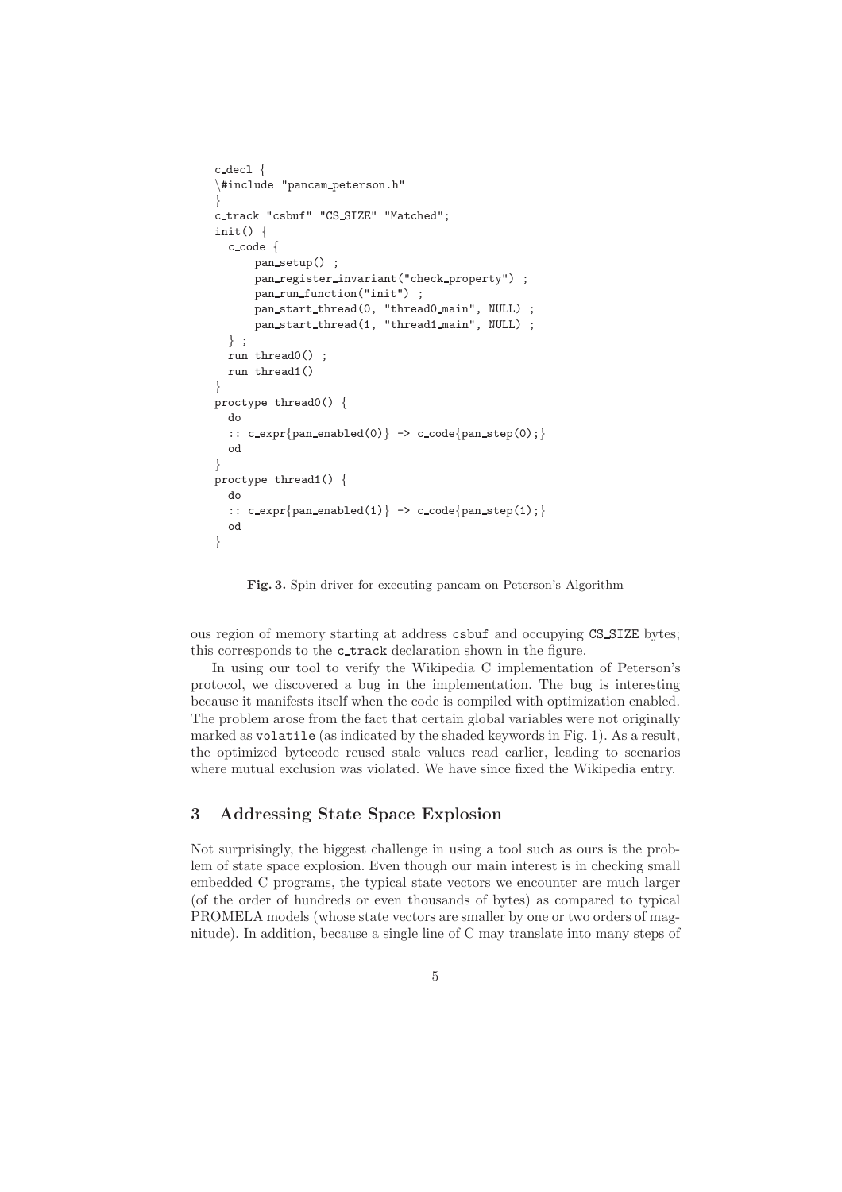```
c_decl {
\#include "pancam_peterson.h"
}
c_track "csbuf" "CS_SIZE" "Matched";
init() {
  c_code {
      pan_setup() ;
      pan_register_invariant("check_property") ;
      pan_run_function("init") ;
      pan_start_thread(0, "thread0_main", NULL) ;
      pan_start_thread(1, "thread1_main", NULL) ;
  } ;
  run thread0() ;
  run thread1()
}
proctype thread0() {
  do
  :: c_expr{pan_enabled(0)} -> c_code{pan_step(0);}
  od
}
proctype thread1() {
  do
  :: c_expr{pan_enabled(1)} -> c_code{pan_step(1);}
  od
}
```

**Fig. 3.** Spin driver for executing pancam on Peterson's Algorithm

ous region of memory starting at address `csbuf` and occupying `CS_SIZE` bytes; this corresponds to the `c_track` declaration shown in the figure.

In using our tool to verify the Wikipedia C implementation of Peterson's protocol, we discovered a bug in the implementation. The bug is interesting because it manifests itself when the code is compiled with optimization enabled. The problem arose from the fact that certain global variables were not originally marked as `volatile` (as indicated by the shaded keywords in Fig. 1). As a result, the optimized bytecode reused stale values read earlier, leading to scenarios where mutual exclusion was violated. We have since fixed the Wikipedia entry.

## 3 Addressing State Space Explosion

Not surprisingly, the biggest challenge in using a tool such as ours is the problem of state space explosion. Even though our main interest is in checking small embedded C programs, the typical state vectors we encounter are much larger (of the order of hundreds or even thousands of bytes) as compared to typical PROMELA models (whose state vectors are smaller by one or two orders of magnitude). In addition, because a single line of C may translate into many steps of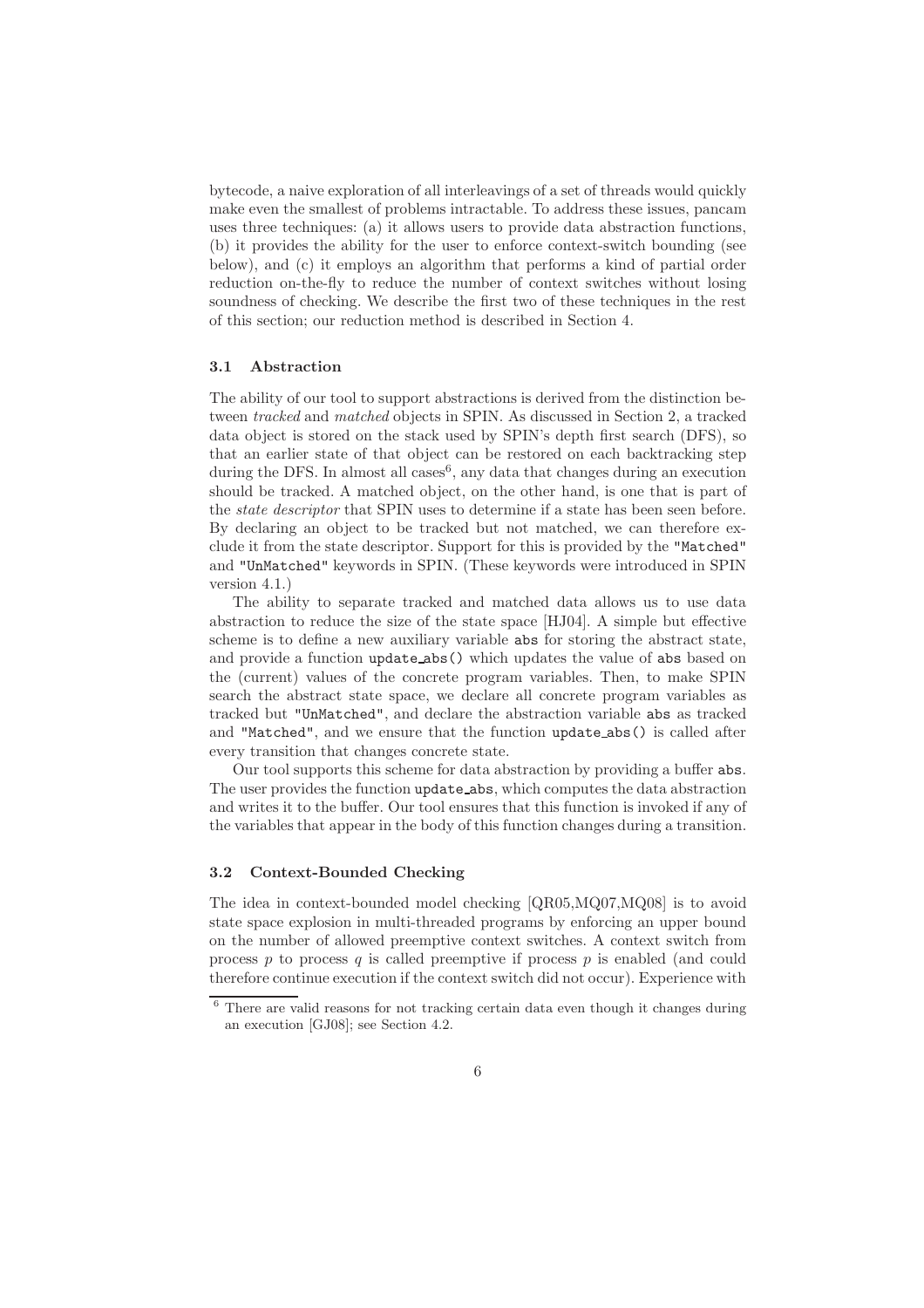bytecode, a naive exploration of all interleavings of a set of threads would quickly make even the smallest of problems intractable. To address these issues, pancam uses three techniques: (a) it allows users to provide data abstraction functions, (b) it provides the ability for the user to enforce context-switch bounding (see below), and (c) it employs an algorithm that performs a kind of partial order reduction on-the-fly to reduce the number of context switches without losing soundness of checking. We describe the first two of these techniques in the rest of this section; our reduction method is described in Section 4.

### 3.1 Abstraction

The ability of our tool to support abstractions is derived from the distinction between *tracked* and *matched* objects in SPIN. As discussed in Section 2, a tracked data object is stored on the stack used by SPIN's depth first search (DFS), so that an earlier state of that object can be restored on each backtracking step during the DFS. In almost all cases[6], any data that changes during an execution should be tracked. A matched object, on the other hand, is one that is part of the *state descriptor* that SPIN uses to determine if a state has been seen before. By declaring an object to be tracked but not matched, we can therefore exclude it from the state descriptor. Support for this is provided by the `"Matched"` and `"UnMatched"` keywords in SPIN. (These keywords were introduced in SPIN version 4.1.)

The ability to separate tracked and matched data allows us to use data abstraction to reduce the size of the state space [HJ04]. A simple but effective scheme is to define a new auxiliary variable `abs` for storing the abstract state, and provide a function `update_abs()` which updates the value of `abs` based on the (current) values of the concrete program variables. Then, to make SPIN search the abstract state space, we declare all concrete program variables as tracked but `"UnMatched"`, and declare the abstraction variable `abs` as tracked and `"Matched"`, and we ensure that the function `update_abs()` is called after every transition that changes concrete state.

Our tool supports this scheme for data abstraction by providing a buffer `abs`. The user provides the function `update_abs`, which computes the data abstraction and writes it to the buffer. Our tool ensures that this function is invoked if any of the variables that appear in the body of this function changes during a transition.

### 3.2 Context-Bounded Checking

The idea in context-bounded model checking [QR05,MQ07,MQ08] is to avoid state space explosion in multi-threaded programs by enforcing an upper bound on the number of allowed preemptive context switches. A context switch from process $p$ to process $q$ is called preemptive if process $p$ is enabled (and could therefore continue execution if the context switch did not occur). Experience with

[6] There are valid reasons for not tracking certain data even though it changes during an execution [GJ08]; see Section 4.2.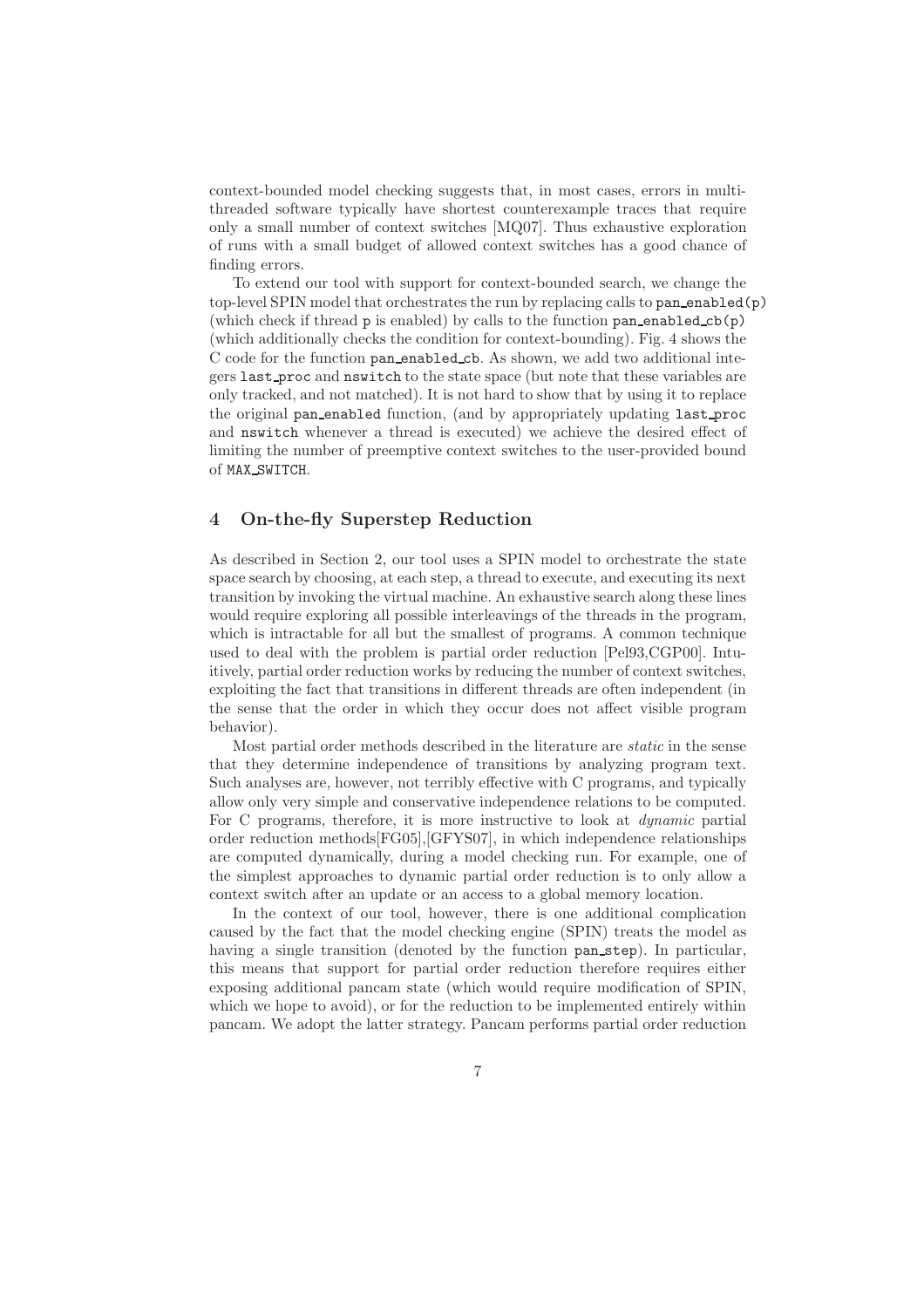context-bounded model checking suggests that, in most cases, errors in multi-threaded software typically have shortest counterexample traces that require only a small number of context switches [MQ07]. Thus exhaustive exploration of runs with a small budget of allowed context switches has a good chance of finding errors.

To extend our tool with support for context-bounded search, we change the top-level SPIN model that orchestrates the run by replacing calls to `pan_enabled(p)` (which check if thread `p` is enabled) by calls to the function `pan_enabled_cb(p)` (which additionally checks the condition for context-bounding). Fig. 4 shows the C code for the function `pan_enabled_cb`. As shown, we add two additional integers `last_proc` and `nswitch` to the state space (but note that these variables are only tracked, and not matched). It is not hard to show that by using it to replace the original `pan_enabled` function, (and by appropriately updating `last_proc` and `nswitch` whenever a thread is executed) we achieve the desired effect of limiting the number of preemptive context switches to the user-provided bound of `MAX_SWITCH`.

## 4 On-the-fly Superstep Reduction

As described in Section 2, our tool uses a SPIN model to orchestrate the state space search by choosing, at each step, a thread to execute, and executing its next transition by invoking the virtual machine. An exhaustive search along these lines would require exploring all possible interleavings of the threads in the program, which is intractable for all but the smallest of programs. A common technique used to deal with the problem is partial order reduction [Pel93,CGP00]. Intuitively, partial order reduction works by reducing the number of context switches, exploiting the fact that transitions in different threads are often independent (in the sense that the order in which they occur does not affect visible program behavior).

Most partial order methods described in the literature are *static* in the sense that they determine independence of transitions by analyzing program text. Such analyses are, however, not terribly effective with C programs, and typically allow only very simple and conservative independence relations to be computed. For C programs, therefore, it is more instructive to look at *dynamic* partial order reduction methods[FG05],[GFYS07], in which independence relationships are computed dynamically, during a model checking run. For example, one of the simplest approaches to dynamic partial order reduction is to only allow a context switch after an update or an access to a global memory location.

In the context of our tool, however, there is one additional complication caused by the fact that the model checking engine (SPIN) treats the model as having a single transition (denoted by the function `pan_step`). In particular, this means that support for partial order reduction therefore requires either exposing additional pancam state (which would require modification of SPIN, which we hope to avoid), or for the reduction to be implemented entirely within pancam. We adopt the latter strategy. Pancam performs partial order reduction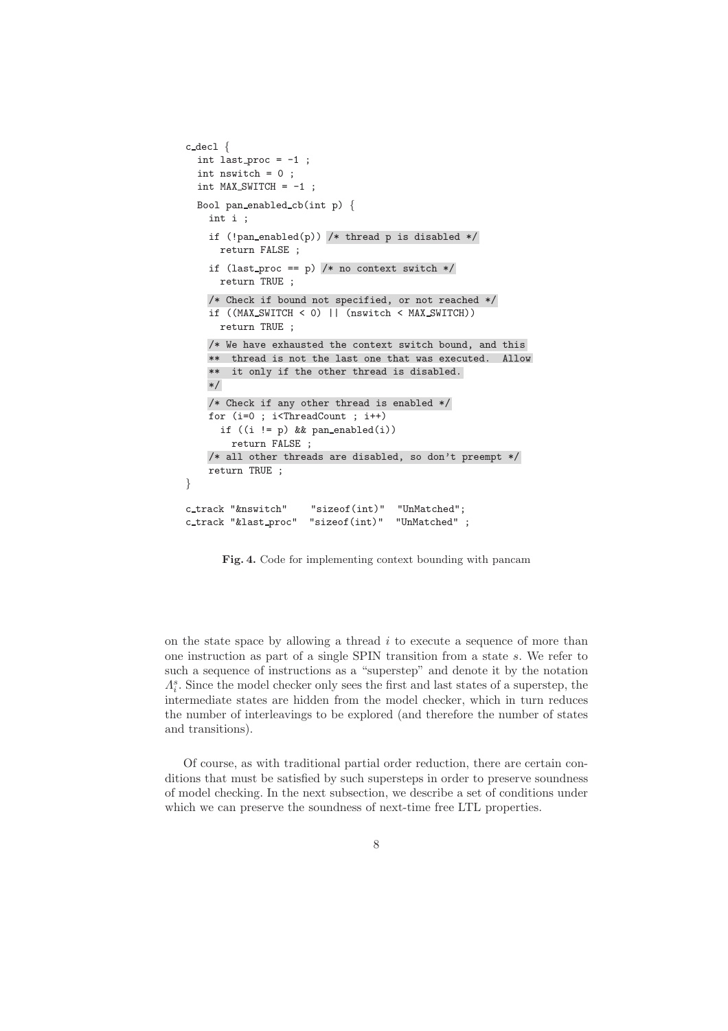```
c_decl {
  int last_proc = -1 ;
  int nswitch = 0 ;
  int MAX_SWITCH = -1 ;

  Bool pan_enabled_cb(int p) {
    int i ;

    if (!pan_enabled(p)) /* thread p is disabled */
      return FALSE ;

    if (last_proc == p) /* no context switch */
      return TRUE ;

    /* Check if bound not specified, or not reached */
    if ((MAX_SWITCH < 0) || (nswitch < MAX_SWITCH))
      return TRUE ;

    /* We have exhausted the context switch bound, and this
    **  thread is not the last one that was executed.  Allow
    **  it only if the other thread is disabled.
    */

    /* Check if any other thread is enabled */
    for (i=0 ; i<ThreadCount ; i++)
      if ((i != p) && pan_enabled(i))
        return FALSE ;
    /* all other threads are disabled, so don't preempt */
    return TRUE ;
}

c_track "&nswitch"    "sizeof(int)"  "UnMatched";
c_track "&last_proc"  "sizeof(int)"  "UnMatched" ;
```

**Fig. 4.** Code for implementing context bounding with pancam

on the state space by allowing a thread $i$ to execute a sequence of more than one instruction as part of a single SPIN transition from a state $s$. We refer to such a sequence of instructions as a "superstep" and denote it by the notation $\Lambda_i^s$. Since the model checker only sees the first and last states of a superstep, the intermediate states are hidden from the model checker, which in turn reduces the number of interleavings to be explored (and therefore the number of states and transitions).

Of course, as with traditional partial order reduction, there are certain conditions that must be satisfied by such supersteps in order to preserve soundness of model checking. In the next subsection, we describe a set of conditions under which we can preserve the soundness of next-time free LTL properties.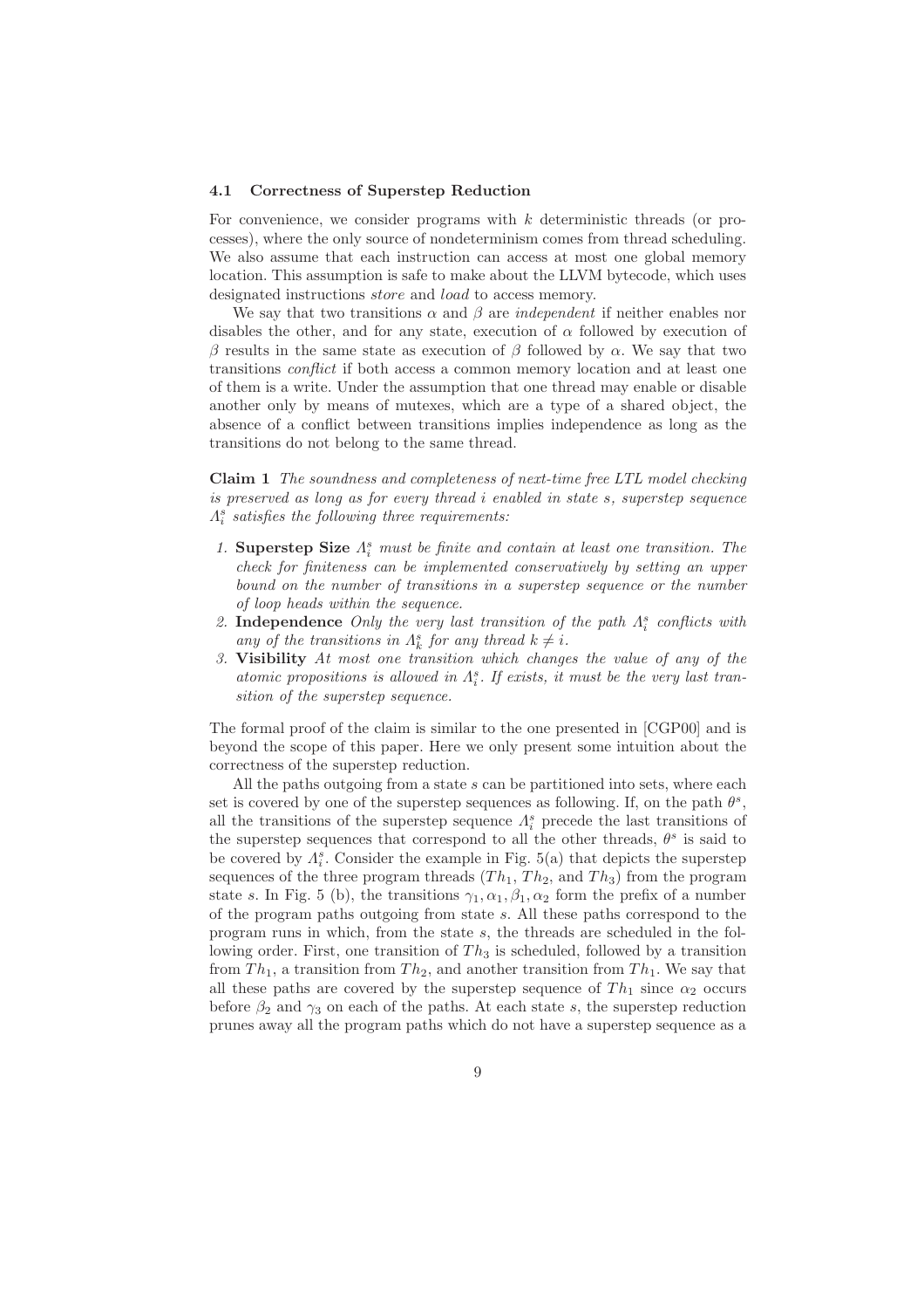### 4.1 Correctness of Superstep Reduction

For convenience, we consider programs with $k$ deterministic threads (or processes), where the only source of nondeterminism comes from thread scheduling. We also assume that each instruction can access at most one global memory location. This assumption is safe to make about the LLVM bytecode, which uses designated instructions *store* and *load* to access memory.

We say that two transitions $\alpha$ and $\beta$ are *independent* if neither enables nor disables the other, and for any state, execution of $\alpha$ followed by execution of $\beta$ results in the same state as execution of $\beta$ followed by $\alpha$. We say that two transitions *conflict* if both access a common memory location and at least one of them is a write. Under the assumption that one thread may enable or disable another only by means of mutexes, which are a type of a shared object, the absence of a conflict between transitions implies independence as long as the transitions do not belong to the same thread.

**Claim 1** *The soundness and completeness of next-time free LTL model checking is preserved as long as for every thread $i$ enabled in state $s$, superstep sequence $\Lambda_i^s$ satisfies the following three requirements:*

1. **Superstep Size** *$\Lambda_i^s$ must be finite and contain at least one transition. The check for finiteness can be implemented conservatively by setting an upper bound on the number of transitions in a superstep sequence or the number of loop heads within the sequence.*
2. **Independence** *Only the very last transition of the path $\Lambda_i^s$ conflicts with any of the transitions in $\Lambda_k^s$ for any thread $k \neq i$.*
3. **Visibility** *At most one transition which changes the value of any of the atomic propositions is allowed in $\Lambda_i^s$. If exists, it must be the very last transition of the superstep sequence.*

The formal proof of the claim is similar to the one presented in [CGP00] and is beyond the scope of this paper. Here we only present some intuition about the correctness of the superstep reduction.

All the paths outgoing from a state $s$ can be partitioned into sets, where each set is covered by one of the superstep sequences as following. If, on the path $\theta^s$, all the transitions of the superstep sequence $\Lambda_i^s$ precede the last transitions of the superstep sequences that correspond to all the other threads, $\theta^s$ is said to be covered by $\Lambda_i^s$. Consider the example in Fig. 5(a) that depicts the superstep sequences of the three program threads ($Th_1$, $Th_2$, and $Th_3$) from the program state $s$. In Fig. 5 (b), the transitions $\gamma_1, \alpha_1, \beta_1, \alpha_2$ form the prefix of a number of the program paths outgoing from state $s$. All these paths correspond to the program runs in which, from the state $s$, the threads are scheduled in the following order. First, one transition of $Th_3$ is scheduled, followed by a transition from $Th_1$, a transition from $Th_2$, and another transition from $Th_1$. We say that all these paths are covered by the superstep sequence of $Th_1$ since $\alpha_2$ occurs before $\beta_2$ and $\gamma_3$ on each of the paths. At each state $s$, the superstep reduction prunes away all the program paths which do not have a superstep sequence as a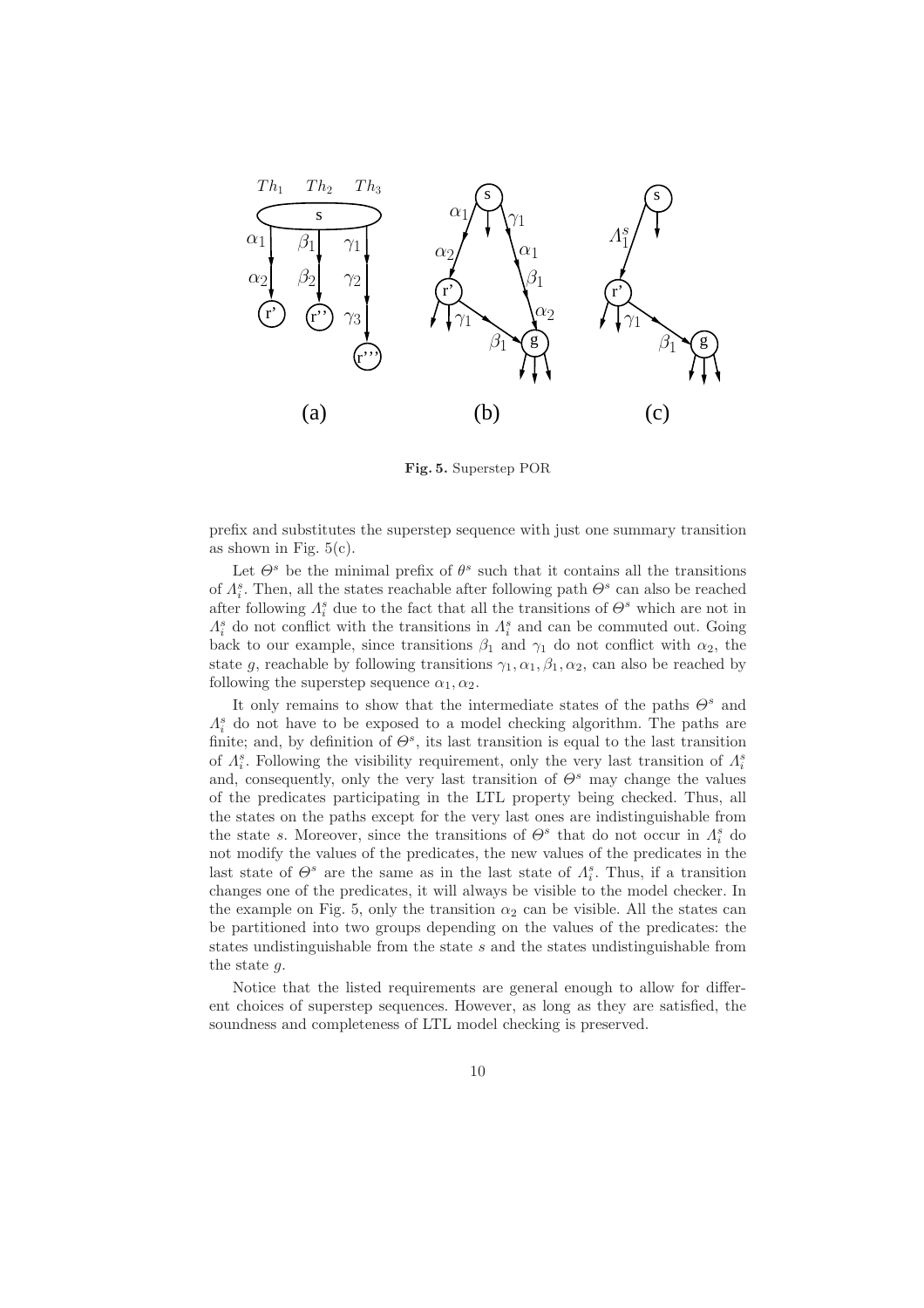**Fig. 5.** Superstep POR

prefix and substitutes the superstep sequence with just one summary transition as shown in Fig. 5(c).

Let $\Theta^s$ be the minimal prefix of $\theta^s$ such that it contains all the transitions of $\Lambda^s_i$. Then, all the states reachable after following path $\Theta^s$ can also be reached after following $\Lambda^s_i$ due to the fact that all the transitions of $\Theta^s$ which are not in $\Lambda^s_i$ do not conflict with the transitions in $\Lambda^s_i$ and can be commuted out. Going back to our example, since transitions $\beta_1$ and $\gamma_1$ do not conflict with $\alpha_2$, the state $g$, reachable by following transitions $\gamma_1, \alpha_1, \beta_1, \alpha_2$, can also be reached by following the superstep sequence $\alpha_1, \alpha_2$.

It only remains to show that the intermediate states of the paths $\Theta^s$ and $\Lambda^s_i$ do not have to be exposed to a model checking algorithm. The paths are finite; and, by definition of $\Theta^s$, its last transition is equal to the last transition of $\Lambda^s_i$. Following the visibility requirement, only the very last transition of $\Lambda^s_i$ and, consequently, only the very last transition of $\Theta^s$ may change the values of the predicates participating in the LTL property being checked. Thus, all the states on the paths except for the very last ones are indistinguishable from the state $s$. Moreover, since the transitions of $\Theta^s$ that do not occur in $\Lambda^s_i$ do not modify the values of the predicates, the new values of the predicates in the last state of $\Theta^s$ are the same as in the last state of $\Lambda^s_i$. Thus, if a transition changes one of the predicates, it will always be visible to the model checker. In the example on Fig. 5, only the transition $\alpha_2$ can be visible. All the states can be partitioned into two groups depending on the values of the predicates: the states undistinguishable from the state $s$ and the states undistinguishable from the state $g$.

Notice that the listed requirements are general enough to allow for different choices of superstep sequences. However, as long as they are satisfied, the soundness and completeness of LTL model checking is preserved.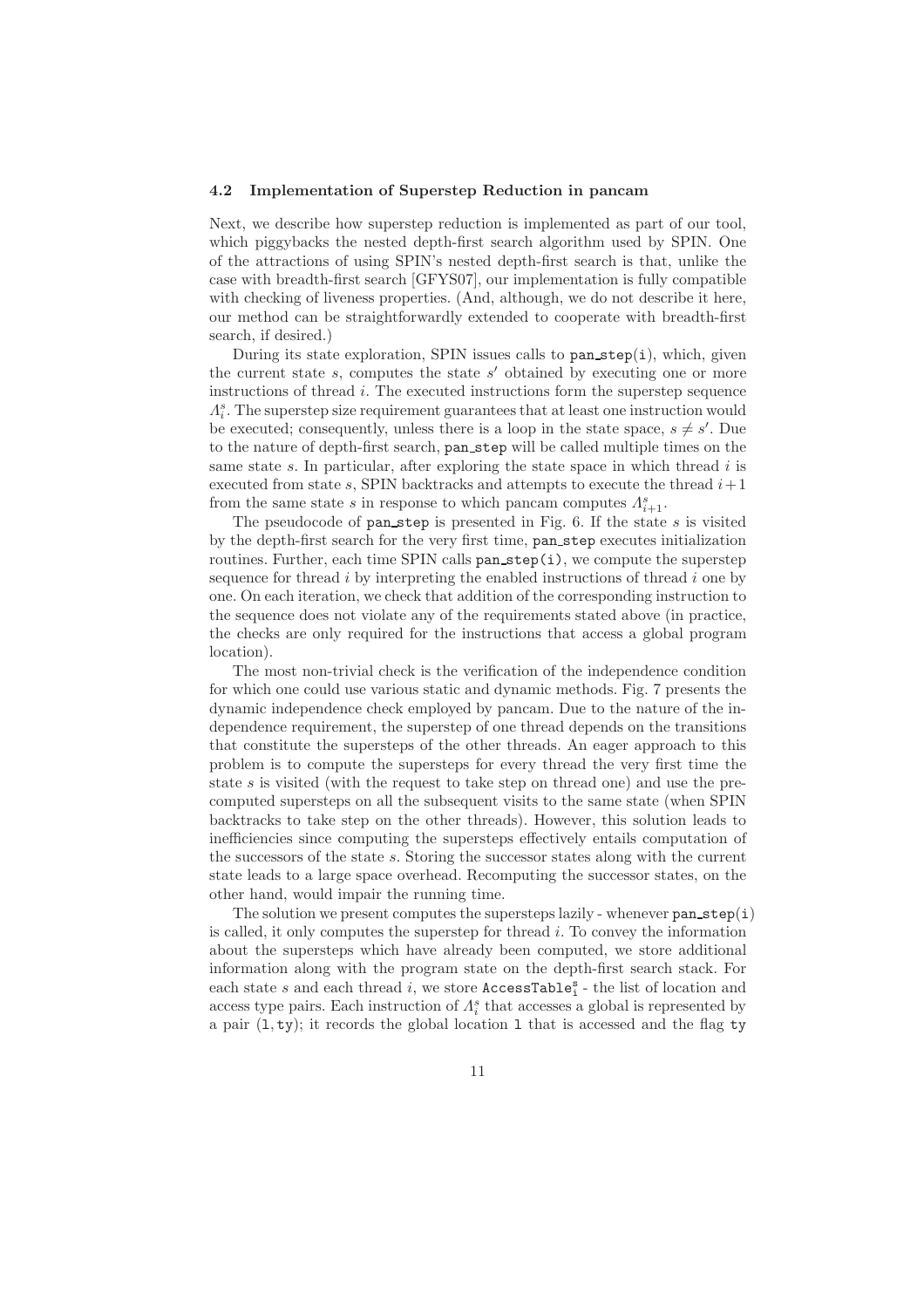### 4.2 Implementation of Superstep Reduction in pancam

Next, we describe how superstep reduction is implemented as part of our tool, which piggybacks the nested depth-first search algorithm used by SPIN. One of the attractions of using SPIN's nested depth-first search is that, unlike the case with breadth-first search [GFYS07], our implementation is fully compatible with checking of liveness properties. (And, although, we do not describe it here, our method can be straightforwardly extended to cooperate with breadth-first search, if desired.)

During its state exploration, SPIN issues calls to `pan_step(i)`, which, given the current state $s$, computes the state $s'$ obtained by executing one or more instructions of thread $i$. The executed instructions form the superstep sequence $\Lambda_i^s$. The superstep size requirement guarantees that at least one instruction would be executed; consequently, unless there is a loop in the state space, $s \neq s'$. Due to the nature of depth-first search, `pan_step` will be called multiple times on the same state $s$. In particular, after exploring the state space in which thread $i$ is executed from state $s$, SPIN backtracks and attempts to execute the thread $i+1$ from the same state $s$ in response to which pancam computes $\Lambda_{i+1}^s$.

The pseudocode of `pan_step` is presented in Fig. 6. If the state $s$ is visited by the depth-first search for the very first time, `pan_step` executes initialization routines. Further, each time SPIN calls `pan_step(i)`, we compute the superstep sequence for thread $i$ by interpreting the enabled instructions of thread $i$ one by one. On each iteration, we check that addition of the corresponding instruction to the sequence does not violate any of the requirements stated above (in practice, the checks are only required for the instructions that access a global program location).

The most non-trivial check is the verification of the independence condition for which one could use various static and dynamic methods. Fig. 7 presents the dynamic independence check employed by pancam. Due to the nature of the independence requirement, the superstep of one thread depends on the transitions that constitute the supersteps of the other threads. An eager approach to this problem is to compute the supersteps for every thread the very first time the state $s$ is visited (with the request to take step on thread one) and use the pre-computed supersteps on all the subsequent visits to the same state (when SPIN backtracks to take step on the other threads). However, this solution leads to inefficiencies since computing the supersteps effectively entails computation of the successors of the state $s$. Storing the successor states along with the current state leads to a large space overhead. Recomputing the successor states, on the other hand, would impair the running time.

The solution we present computes the supersteps lazily - whenever `pan_step(i)` is called, it only computes the superstep for thread $i$. To convey the information about the supersteps which have already been computed, we store additional information along with the program state on the depth-first search stack. For each state $s$ and each thread $i$, we store $\texttt{AccessTable}_\texttt{i}^\texttt{s}$ - the list of location and access type pairs. Each instruction of $\Lambda_i^s$ that accesses a global is represented by a pair $(\texttt{l}, \texttt{ty})$; it records the global location `l` that is accessed and the flag `ty`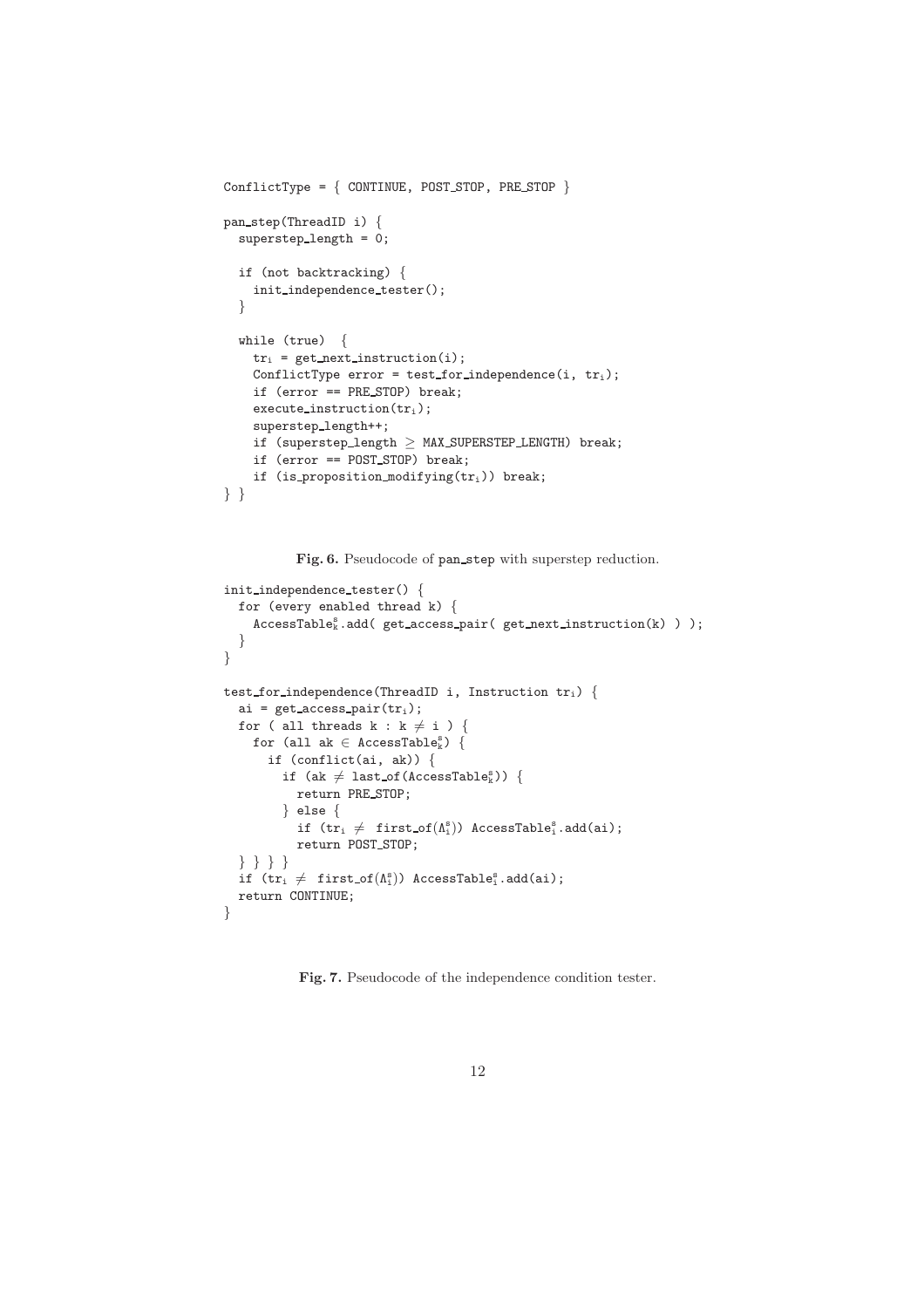```
ConflictType = { CONTINUE, POST_STOP, PRE_STOP }

pan_step(ThreadID i) {
  superstep_length = 0;

  if (not backtracking) {
    init_independence_tester();
  }

  while (true)  {
    tr_i = get_next_instruction(i);
    ConflictType error = test_for_independence(i, tr_i);
    if (error == PRE_STOP) break;
    execute_instruction(tr_i);
    superstep_length++;
    if (superstep_length ≥ MAX_SUPERSTEP_LENGTH) break;
    if (error == POST_STOP) break;
    if (is_proposition_modifying(tr_i)) break;
} }
```

**Fig. 6.** Pseudocode of pan_step with superstep reduction.

```
init_independence_tester() {
  for (every enabled thread k) {
    AccessTable^s_k.add( get_access_pair( get_next_instruction(k) ) );
  }
}

test_for_independence(ThreadID i, Instruction tr_i) {
  ai = get_access_pair(tr_i);
  for ( all threads k : k ≠ i ) {
    for (all ak ∈ AccessTable^s_k) {
      if (conflict(ai, ak)) {
        if (ak ≠ last_of(AccessTable^s_k)) {
          return PRE_STOP;
        } else {
          if (tr_i ≠  first_of(Λ^s_i)) AccessTable^s_i.add(ai);
          return POST_STOP;
  } } } }
  if (tr_i ≠  first_of(Λ^s_i)) AccessTable^s_i.add(ai);
  return CONTINUE;
}
```

**Fig. 7.** Pseudocode of the independence condition tester.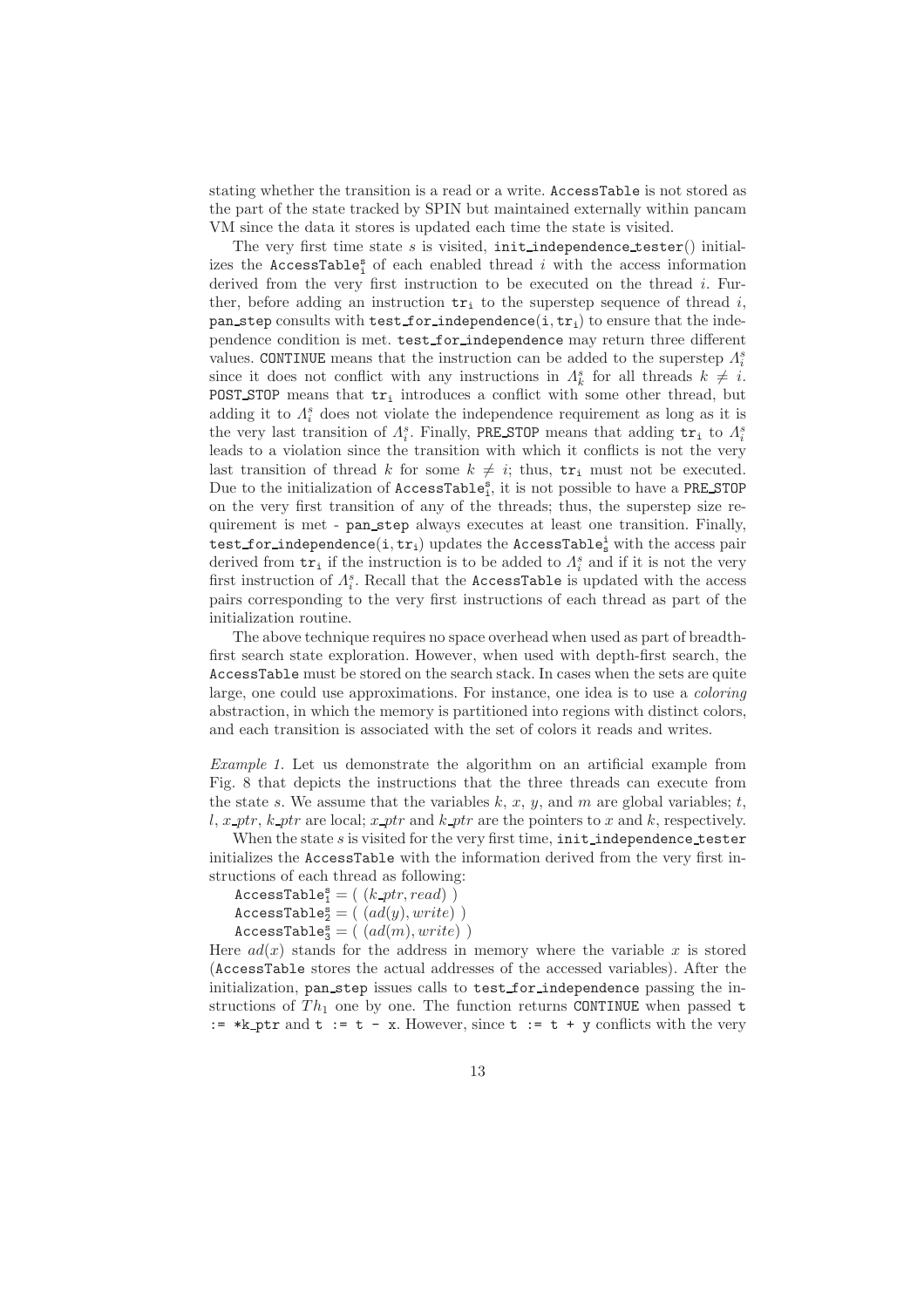stating whether the transition is a read or a write. `AccessTable` is not stored as the part of the state tracked by SPIN but maintained externally within pancam VM since the data it stores is updated each time the state is visited.

The very first time state $s$ is visited, `init_independence_tester()` initializes the $\texttt{AccessTable}^{\texttt{s}}_{\texttt{i}}$ of each enabled thread $i$ with the access information derived from the very first instruction to be executed on the thread $i$. Further, before adding an instruction $\texttt{tr}_\texttt{i}$ to the superstep sequence of thread $i$, `pan_step` consults with $\texttt{test\_for\_independence}(\texttt{i}, \texttt{tr}_\texttt{i})$ to ensure that the independence condition is met. `test_for_independence` may return three different values. `CONTINUE` means that the instruction can be added to the superstep $\Lambda^s_i$ since it does not conflict with any instructions in $\Lambda^s_k$ for all threads $k \neq i$. `POST_STOP` means that $\texttt{tr}_\texttt{i}$ introduces a conflict with some other thread, but adding it to $\Lambda^s_i$ does not violate the independence requirement as long as it is the very last transition of $\Lambda^s_i$. Finally, `PRE_STOP` means that adding $\texttt{tr}_\texttt{i}$ to $\Lambda^s_i$ leads to a violation since the transition with which it conflicts is not the very last transition of thread $k$ for some $k \neq i$; thus, $\texttt{tr}_\texttt{i}$ must not be executed. Due to the initialization of $\texttt{AccessTable}^{\texttt{s}}_{\texttt{i}}$, it is not possible to have a `PRE_STOP` on the very first transition of any of the threads; thus, the superstep size requirement is met - `pan_step` always executes at least one transition. Finally, $\texttt{test\_for\_independence}(\texttt{i}, \texttt{tr}_\texttt{i})$ updates the $\texttt{AccessTable}^{\texttt{i}}_{\texttt{s}}$ with the access pair derived from $\texttt{tr}_\texttt{i}$ if the instruction is to be added to $\Lambda^s_i$ and if it is not the very first instruction of $\Lambda^s_i$. Recall that the `AccessTable` is updated with the access pairs corresponding to the very first instructions of each thread as part of the initialization routine.

The above technique requires no space overhead when used as part of breadth-first search state exploration. However, when used with depth-first search, the `AccessTable` must be stored on the search stack. In cases when the sets are quite large, one could use approximations. For instance, one idea is to use a *coloring* abstraction, in which the memory is partitioned into regions with distinct colors, and each transition is associated with the set of colors it reads and writes.

*Example 1.* Let us demonstrate the algorithm on an artificial example from Fig. 8 that depicts the instructions that the three threads can execute from the state $s$. We assume that the variables $k$, $x$, $y$, and $m$ are global variables; $t$, $l$, $x\_ptr$, $k\_ptr$ are local; $x\_ptr$ and $k\_ptr$ are the pointers to $x$ and $k$, respectively.

When the state $s$ is visited for the very first time, `init_independence_tester` initializes the `AccessTable` with the information derived from the very first instructions of each thread as following:

$\texttt{AccessTable}^{\texttt{s}}_{\texttt{1}} = (\ (k\_ptr, read)\ )$
$\texttt{AccessTable}^{\texttt{s}}_{\texttt{2}} = (\ (ad(y), write)\ )$
$\texttt{AccessTable}^{\texttt{s}}_{\texttt{3}} = (\ (ad(m), write)\ )$

Here $ad(x)$ stands for the address in memory where the variable $x$ is stored (`AccessTable` stores the actual addresses of the accessed variables). After the initialization, `pan_step` issues calls to `test_for_independence` passing the instructions of $Th_1$ one by one. The function returns `CONTINUE` when passed `t := *k_ptr` and `t := t - x`. However, since `t := t + y` conflicts with the very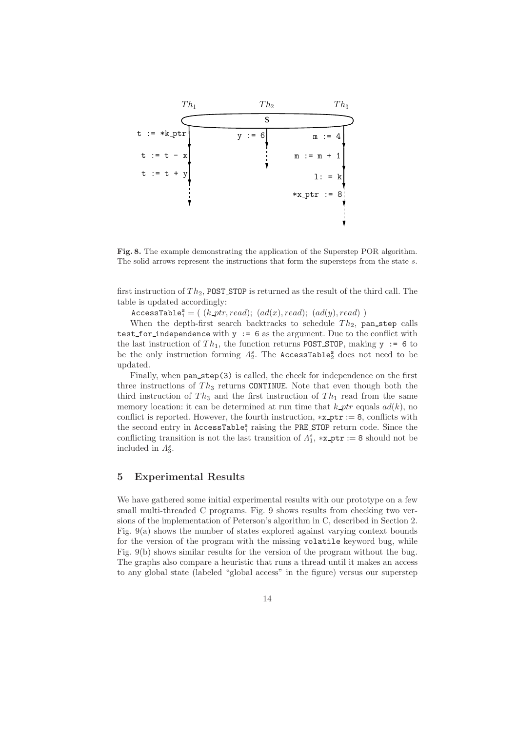**Fig. 8.** The example demonstrating the application of the Superstep POR algorithm. The solid arrows represent the instructions that form the supersteps from the state $s$.

first instruction of $Th_2$, `POST_STOP` is returned as the result of the third call. The table is updated accordingly:

$\texttt{AccessTable}^{\texttt{s}}_1 = (\ (k\_ptr, read);\ (ad(x), read);\ (ad(y), read)\ )$

When the depth-first search backtracks to schedule $Th_2$, `pan_step` calls `test_for_independence` with `y := 6` as the argument. Due to the conflict with the last instruction of $Th_1$, the function returns `POST_STOP`, making `y := 6` to be the only instruction forming $\Lambda^s_2$. The $\texttt{AccessTable}^{\texttt{s}}_2$ does not need to be updated.

Finally, when `pan_step(3)` is called, the check for independence on the first three instructions of $Th_3$ returns `CONTINUE`. Note that even though both the third instruction of $Th_3$ and the first instruction of $Th_1$ read from the same memory location: it can be determined at run time that $k\_ptr$ equals $ad(k)$, no conflict is reported. However, the fourth instruction, `*x_ptr := 8`, conflicts with the second entry in $\texttt{AccessTable}^{\texttt{s}}_1$ raising the `PRE_STOP` return code. Since the conflicting transition is not the last transition of $\Lambda^s_1$, `*x_ptr := 8` should not be included in $\Lambda^s_3$.

## 5 Experimental Results

We have gathered some initial experimental results with our prototype on a few small multi-threaded C programs. Fig. 9 shows results from checking two versions of the implementation of Peterson's algorithm in C, described in Section 2. Fig. 9(a) shows the number of states explored against varying context bounds for the version of the program with the missing `volatile` keyword bug, while Fig. 9(b) shows similar results for the version of the program without the bug. The graphs also compare a heuristic that runs a thread until it makes an access to any global state (labeled "global access" in the figure) versus our superstep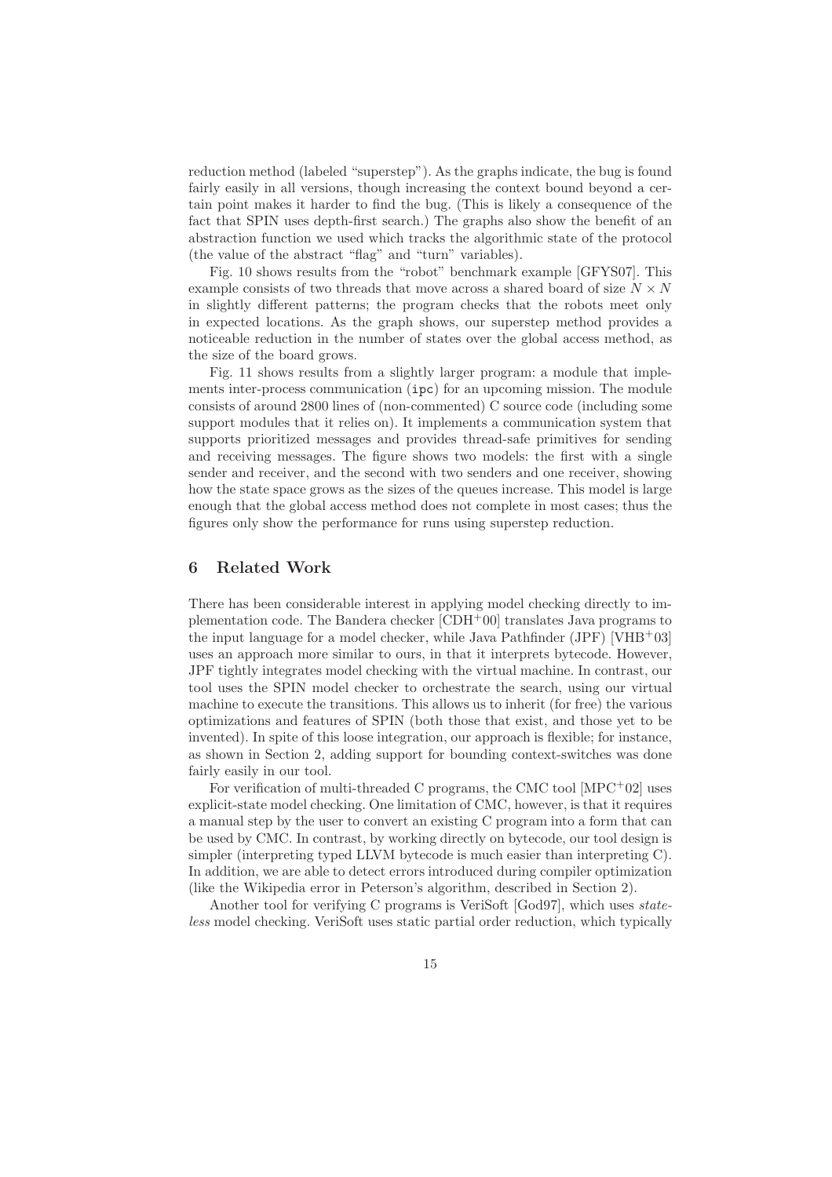reduction method (labeled "superstep"). As the graphs indicate, the bug is found fairly easily in all versions, though increasing the context bound beyond a certain point makes it harder to find the bug. (This is likely a consequence of the fact that SPIN uses depth-first search.) The graphs also show the benefit of an abstraction function we used which tracks the algorithmic state of the protocol (the value of the abstract "flag" and "turn" variables).

Fig. 10 shows results from the "robot" benchmark example [GFYS07]. This example consists of two threads that move across a shared board of size $N \times N$ in slightly different patterns; the program checks that the robots meet only in expected locations. As the graph shows, our superstep method provides a noticeable reduction in the number of states over the global access method, as the size of the board grows.

Fig. 11 shows results from a slightly larger program: a module that implements inter-process communication (`ipc`) for an upcoming mission. The module consists of around 2800 lines of (non-commented) C source code (including some support modules that it relies on). It implements a communication system that supports prioritized messages and provides thread-safe primitives for sending and receiving messages. The figure shows two models: the first with a single sender and receiver, and the second with two senders and one receiver, showing how the state space grows as the sizes of the queues increase. This model is large enough that the global access method does not complete in most cases; thus the figures only show the performance for runs using superstep reduction.

## 6 Related Work

There has been considerable interest in applying model checking directly to implementation code. The Bandera checker [CDH+00] translates Java programs to the input language for a model checker, while Java Pathfinder (JPF) [VHB+03] uses an approach more similar to ours, in that it interprets bytecode. However, JPF tightly integrates model checking with the virtual machine. In contrast, our tool uses the SPIN model checker to orchestrate the search, using our virtual machine to execute the transitions. This allows us to inherit (for free) the various optimizations and features of SPIN (both those that exist, and those yet to be invented). In spite of this loose integration, our approach is flexible; for instance, as shown in Section 2, adding support for bounding context-switches was done fairly easily in our tool.

For verification of multi-threaded C programs, the CMC tool [MPC+02] uses explicit-state model checking. One limitation of CMC, however, is that it requires a manual step by the user to convert an existing C program into a form that can be used by CMC. In contrast, by working directly on bytecode, our tool design is simpler (interpreting typed LLVM bytecode is much easier than interpreting C). In addition, we are able to detect errors introduced during compiler optimization (like the Wikipedia error in Peterson's algorithm, described in Section 2).

Another tool for verifying C programs is VeriSoft [God97], which uses *stateless* model checking. VeriSoft uses static partial order reduction, which typically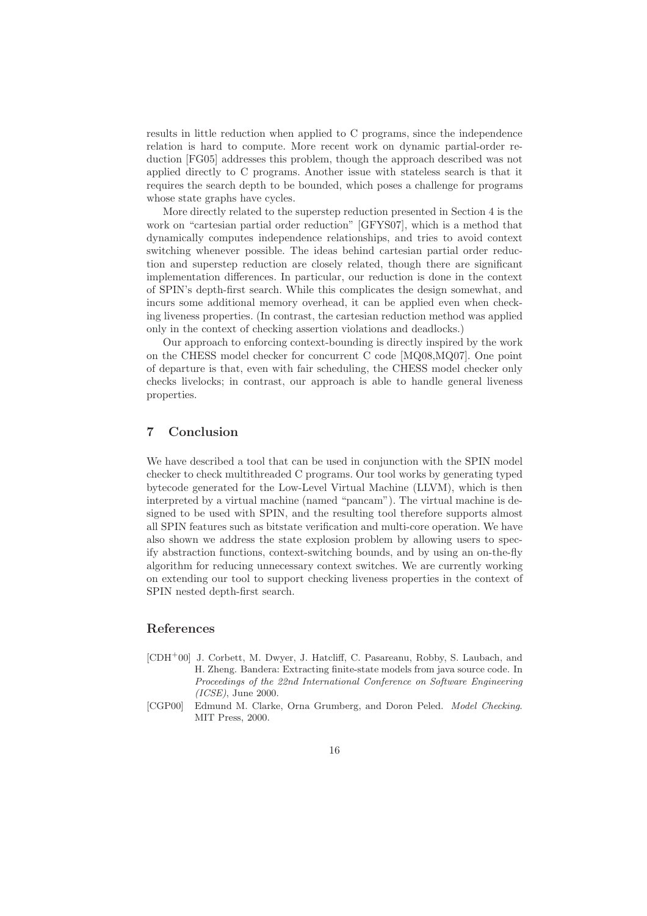results in little reduction when applied to C programs, since the independence relation is hard to compute. More recent work on dynamic partial-order reduction [FG05] addresses this problem, though the approach described was not applied directly to C programs. Another issue with stateless search is that it requires the search depth to be bounded, which poses a challenge for programs whose state graphs have cycles.

More directly related to the superstep reduction presented in Section 4 is the work on "cartesian partial order reduction" [GFYS07], which is a method that dynamically computes independence relationships, and tries to avoid context switching whenever possible. The ideas behind cartesian partial order reduction and superstep reduction are closely related, though there are significant implementation differences. In particular, our reduction is done in the context of SPIN's depth-first search. While this complicates the design somewhat, and incurs some additional memory overhead, it can be applied even when checking liveness properties. (In contrast, the cartesian reduction method was applied only in the context of checking assertion violations and deadlocks.)

Our approach to enforcing context-bounding is directly inspired by the work on the CHESS model checker for concurrent C code [MQ08,MQ07]. One point of departure is that, even with fair scheduling, the CHESS model checker only checks livelocks; in contrast, our approach is able to handle general liveness properties.

## 7 Conclusion

We have described a tool that can be used in conjunction with the SPIN model checker to check multithreaded C programs. Our tool works by generating typed bytecode generated for the Low-Level Virtual Machine (LLVM), which is then interpreted by a virtual machine (named "pancam"). The virtual machine is designed to be used with SPIN, and the resulting tool therefore supports almost all SPIN features such as bitstate verification and multi-core operation. We have also shown we address the state explosion problem by allowing users to specify abstraction functions, context-switching bounds, and by using an on-the-fly algorithm for reducing unnecessary context switches. We are currently working on extending our tool to support checking liveness properties in the context of SPIN nested depth-first search.

## References

[CDH+00] J. Corbett, M. Dwyer, J. Hatcliff, C. Pasareanu, Robby, S. Laubach, and H. Zheng. Bandera: Extracting finite-state models from java source code. In *Proceedings of the 22nd International Conference on Software Engineering (ICSE)*, June 2000.

[CGP00] Edmund M. Clarke, Orna Grumberg, and Doron Peled. *Model Checking*. MIT Press, 2000.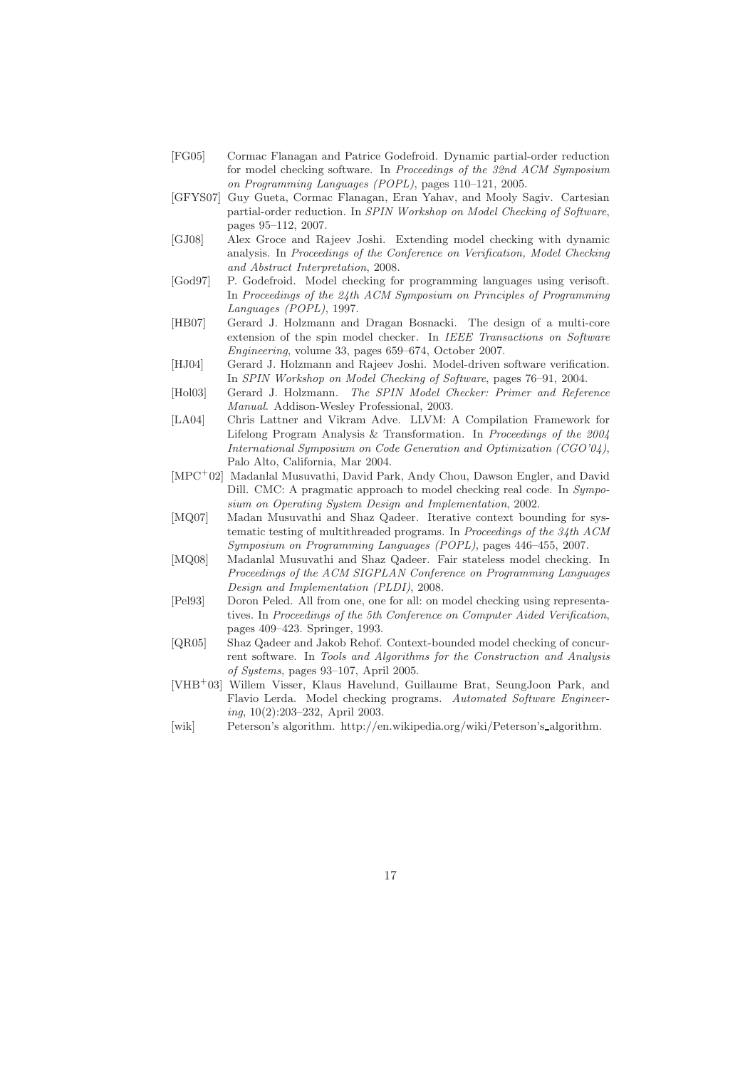[FG05] Cormac Flanagan and Patrice Godefroid. Dynamic partial-order reduction for model checking software. In *Proceedings of the 32nd ACM Symposium on Programming Languages (POPL)*, pages 110–121, 2005.

[GFYS07] Guy Gueta, Cormac Flanagan, Eran Yahav, and Mooly Sagiv. Cartesian partial-order reduction. In *SPIN Workshop on Model Checking of Software*, pages 95–112, 2007.

[GJ08] Alex Groce and Rajeev Joshi. Extending model checking with dynamic analysis. In *Proceedings of the Conference on Verification, Model Checking and Abstract Interpretation*, 2008.

[God97] P. Godefroid. Model checking for programming languages using verisoft. In *Proceedings of the 24th ACM Symposium on Principles of Programming Languages (POPL)*, 1997.

[HB07] Gerard J. Holzmann and Dragan Bosnacki. The design of a multi-core extension of the spin model checker. In *IEEE Transactions on Software Engineering*, volume 33, pages 659–674, October 2007.

[HJ04] Gerard J. Holzmann and Rajeev Joshi. Model-driven software verification. In *SPIN Workshop on Model Checking of Software*, pages 76–91, 2004.

[Hol03] Gerard J. Holzmann. *The SPIN Model Checker: Primer and Reference Manual*. Addison-Wesley Professional, 2003.

[LA04] Chris Lattner and Vikram Adve. LLVM: A Compilation Framework for Lifelong Program Analysis & Transformation. In *Proceedings of the 2004 International Symposium on Code Generation and Optimization (CGO'04)*, Palo Alto, California, Mar 2004.

[MPC+02] Madanlal Musuvathi, David Park, Andy Chou, Dawson Engler, and David Dill. CMC: A pragmatic approach to model checking real code. In *Symposium on Operating System Design and Implementation*, 2002.

[MQ07] Madan Musuvathi and Shaz Qadeer. Iterative context bounding for systematic testing of multithreaded programs. In *Proceedings of the 34th ACM Symposium on Programming Languages (POPL)*, pages 446–455, 2007.

[MQ08] Madanlal Musuvathi and Shaz Qadeer. Fair stateless model checking. In *Proceedings of the ACM SIGPLAN Conference on Programming Languages Design and Implementation (PLDI)*, 2008.

[Pel93] Doron Peled. All from one, one for all: on model checking using representatives. In *Proceedings of the 5th Conference on Computer Aided Verification*, pages 409–423. Springer, 1993.

[QR05] Shaz Qadeer and Jakob Rehof. Context-bounded model checking of concurrent software. In *Tools and Algorithms for the Construction and Analysis of Systems*, pages 93–107, April 2005.

[VHB+03] Willem Visser, Klaus Havelund, Guillaume Brat, SeungJoon Park, and Flavio Lerda. Model checking programs. *Automated Software Engineering*, 10(2):203–232, April 2003.

[wik] Peterson's algorithm. http://en.wikipedia.org/wiki/Peterson's_algorithm.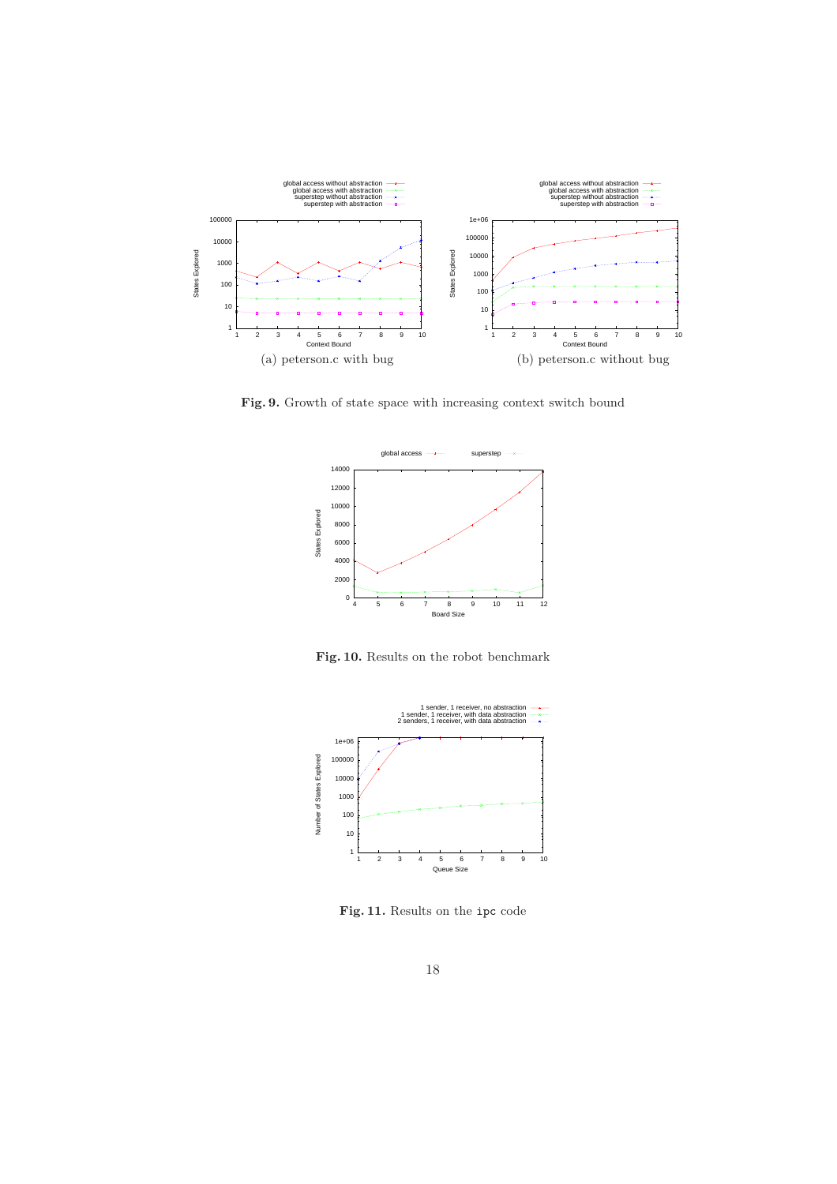global access without abstraction
global access with abstraction
superstep without abstraction
superstep with abstraction

States Explored

100000
10000
1000
100
10
1

1 2 3 4 5 6 7 8 9 10

Context Bound

(a) peterson.c with bug

global access without abstraction
global access with abstraction
superstep without abstraction
superstep with abstraction

States Explored

1e+06
100000
10000
1000
100
10
1

1 2 3 4 5 6 7 8 9 10

Context Bound

(b) peterson.c without bug

**Fig. 9.** Growth of state space with increasing context switch bound

global access
superstep

States Explored

14000
12000
10000
8000
6000
4000
2000
0

4 5 6 7 8 9 10 11 12

Board Size

**Fig. 10.** Results on the robot benchmark

1 sender, 1 receiver, no abstraction
1 sender, 1 receiver, with data abstraction
2 senders, 1 receiver, with data abstraction

Number of States Explored

1e+06
100000
10000
1000
100
10
1

1 2 3 4 5 6 7 8 9 10

Queue Size

**Fig. 11.** Results on the `ipc` code